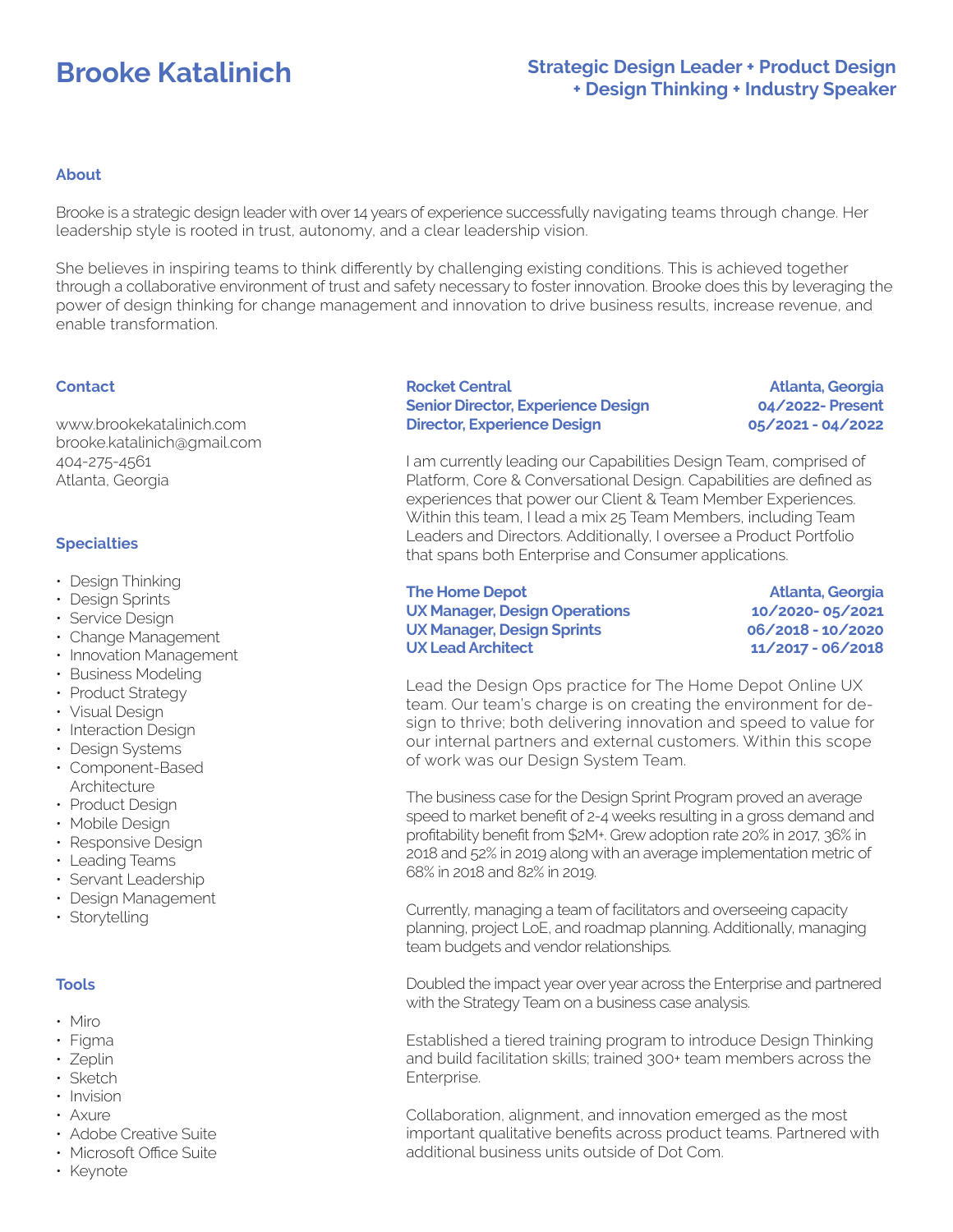# Brooke Katalinich

## Strategic Design Leader + Product Design + Design Thinking + Industry Speaker

### About

Brooke is a strategic design leader with over 14 years of experience successfully navigating teams through change. Her leadership style is rooted in trust, autonomy, and a clear leadership vision.

She believes in inspiring teams to think differently by challenging existing conditions. This is achieved together through a collaborative environment of trust and safety necessary to foster innovation. Brooke does this by leveraging the power of design thinking for change management and innovation to drive business results, increase revenue, and enable transformation.

### Contact

www.brookekatalinich.com
brooke.katalinich@gmail.com
404-275-4561
Atlanta, Georgia

### Specialties

- Design Thinking
- Design Sprints
- Service Design
- Change Management
- Innovation Management
- Business Modeling
- Product Strategy
- Visual Design
- Interaction Design
- Design Systems
- Component-Based Architecture
- Product Design
- Mobile Design
- Responsive Design
- Leading Teams
- Servant Leadership
- Design Management
- Storytelling

### Tools

- Miro
- Figma
- Zeplin
- Sketch
- Invision
- Axure
- Adobe Creative Suite
- Microsoft Office Suite
- Keynote

### Rocket Central — Atlanta, Georgia

**Senior Director, Experience Design** — 04/2022- Present
**Director, Experience Design** — 05/2021 - 04/2022

I am currently leading our Capabilities Design Team, comprised of Platform, Core & Conversational Design. Capabilities are defined as experiences that power our Client & Team Member Experiences. Within this team, I lead a mix 25 Team Members, including Team Leaders and Directors. Additionally, I oversee a Product Portfolio that spans both Enterprise and Consumer applications.

### The Home Depot — Atlanta, Georgia

**UX Manager, Design Operations** — 10/2020- 05/2021
**UX Manager, Design Sprints** — 06/2018 - 10/2020
**UX Lead Architect** — 11/2017 - 06/2018

Lead the Design Ops practice for The Home Depot Online UX team. Our team's charge is on creating the environment for design to thrive; both delivering innovation and speed to value for our internal partners and external customers. Within this scope of work was our Design System Team.

The business case for the Design Sprint Program proved an average speed to market benefit of 2-4 weeks resulting in a gross demand and profitability benefit from $2M+. Grew adoption rate 20% in 2017, 36% in 2018 and 52% in 2019 along with an average implementation metric of 68% in 2018 and 82% in 2019.

Currently, managing a team of facilitators and overseeing capacity planning, project LoE, and roadmap planning. Additionally, managing team budgets and vendor relationships.

Doubled the impact year over year across the Enterprise and partnered with the Strategy Team on a business case analysis.

Established a tiered training program to introduce Design Thinking and build facilitation skills; trained 300+ team members across the Enterprise.

Collaboration, alignment, and innovation emerged as the most important qualitative benefits across product teams. Partnered with additional business units outside of Dot Com.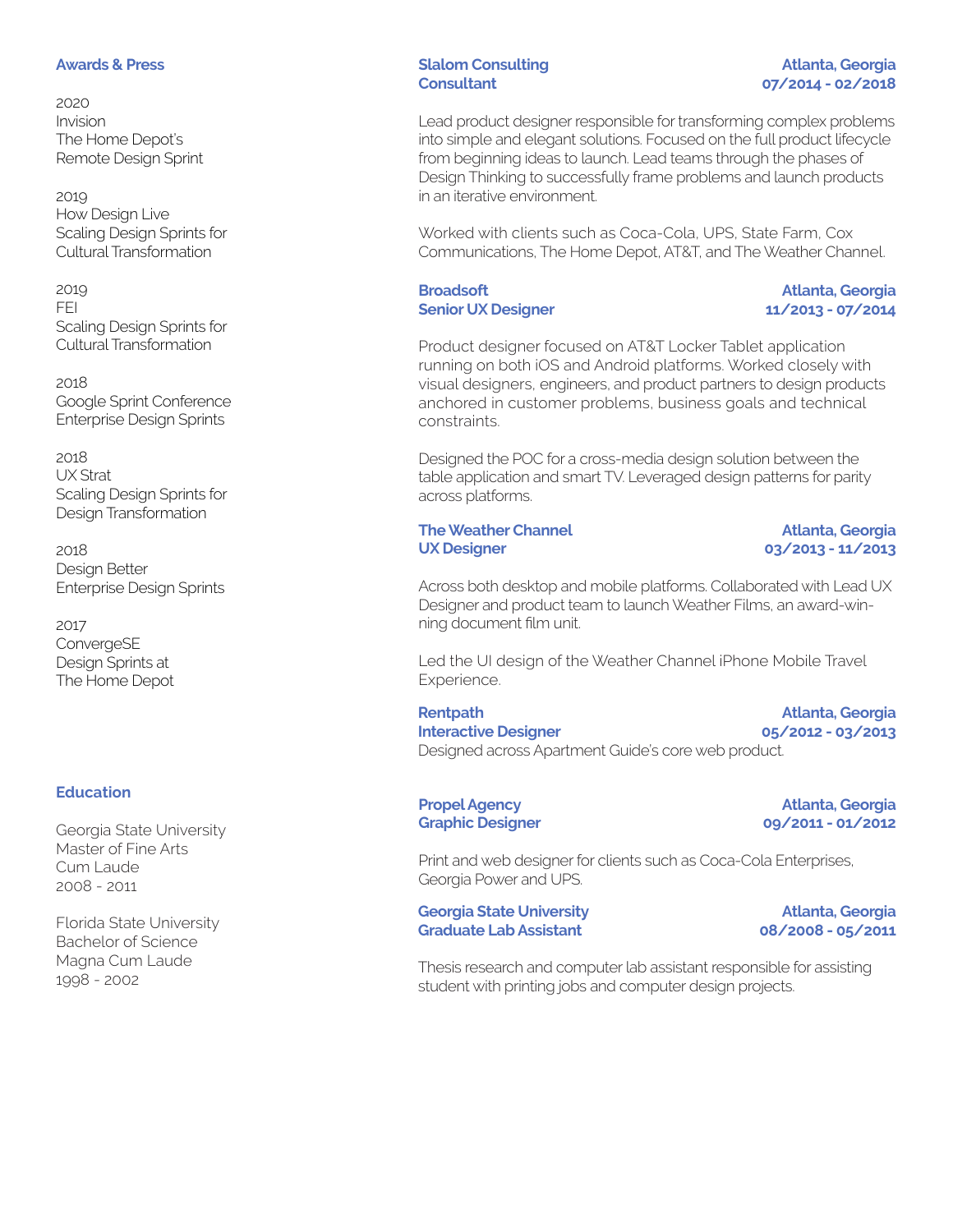## Awards & Press

2020
Invision
The Home Depot's
Remote Design Sprint

2019
How Design Live
Scaling Design Sprints for
Cultural Transformation

2019
FEI
Scaling Design Sprints for
Cultural Transformation

2018
Google Sprint Conference
Enterprise Design Sprints

2018
UX Strat
Scaling Design Sprints for
Design Transformation

2018
Design Better
Enterprise Design Sprints

2017
ConvergeSE
Design Sprints at
The Home Depot

## Education

Georgia State University
Master of Fine Arts
Cum Laude
2008 - 2011

Florida State University
Bachelor of Science
Magna Cum Laude
1998 - 2002

### Slalom Consulting — Atlanta, Georgia
**Consultant** — 07/2014 - 02/2018

Lead product designer responsible for transforming complex problems into simple and elegant solutions. Focused on the full product lifecycle from beginning ideas to launch. Lead teams through the phases of Design Thinking to successfully frame problems and launch products in an iterative environment.

Worked with clients such as Coca-Cola, UPS, State Farm, Cox Communications, The Home Depot, AT&T, and The Weather Channel.

### Broadsoft — Atlanta, Georgia
**Senior UX Designer** — 11/2013 - 07/2014

Product designer focused on AT&T Locker Tablet application running on both iOS and Android platforms. Worked closely with visual designers, engineers, and product partners to design products anchored in customer problems, business goals and technical constraints.

Designed the POC for a cross-media design solution between the table application and smart TV. Leveraged design patterns for parity across platforms.

### The Weather Channel — Atlanta, Georgia
**UX Designer** — 03/2013 - 11/2013

Across both desktop and mobile platforms. Collaborated with Lead UX Designer and product team to launch Weather Films, an award-winning document film unit.

Led the UI design of the Weather Channel iPhone Mobile Travel Experience.

### Rentpath — Atlanta, Georgia
**Interactive Designer** — 05/2012 - 03/2013

Designed across Apartment Guide's core web product.

### Propel Agency — Atlanta, Georgia
**Graphic Designer** — 09/2011 - 01/2012

Print and web designer for clients such as Coca-Cola Enterprises, Georgia Power and UPS.

### Georgia State University — Atlanta, Georgia
**Graduate Lab Assistant** — 08/2008 - 05/2011

Thesis research and computer lab assistant responsible for assisting student with printing jobs and computer design projects.